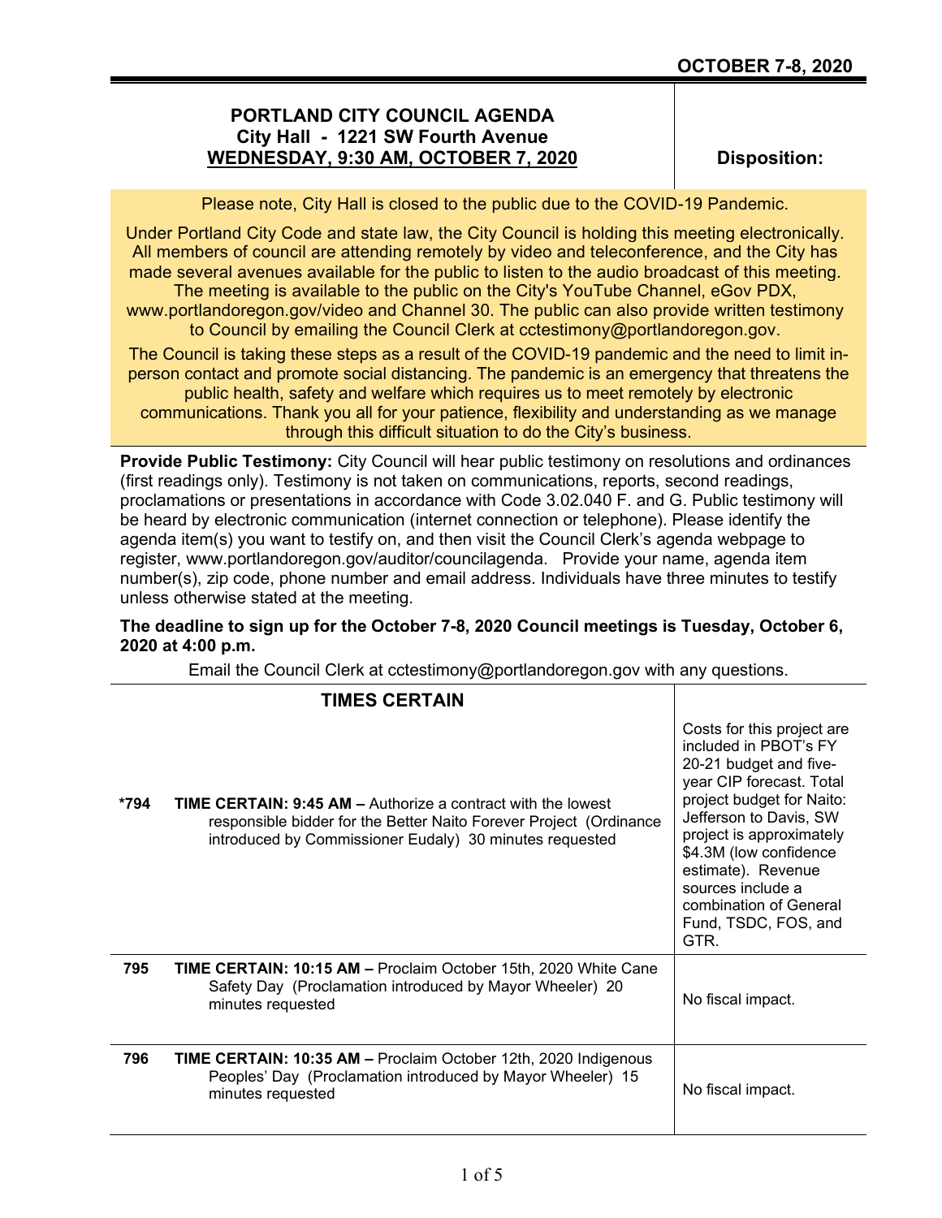**OCTOBER 7-8, 2020**

# PORTLAND CITY COUNCIL AGENDA
## City Hall - 1221 SW Fourth Avenue
## WEDNESDAY, 9:30 AM, OCTOBER 7, 2020

**Disposition:**

Please note, City Hall is closed to the public due to the COVID-19 Pandemic.

Under Portland City Code and state law, the City Council is holding this meeting electronically. All members of council are attending remotely by video and teleconference, and the City has made several avenues available for the public to listen to the audio broadcast of this meeting. The meeting is available to the public on the City's YouTube Channel, eGov PDX, www.portlandoregon.gov/video and Channel 30. The public can also provide written testimony to Council by emailing the Council Clerk at cctestimony@portlandoregon.gov.

The Council is taking these steps as a result of the COVID-19 pandemic and the need to limit in-person contact and promote social distancing. The pandemic is an emergency that threatens the public health, safety and welfare which requires us to meet remotely by electronic communications. Thank you all for your patience, flexibility and understanding as we manage through this difficult situation to do the City's business.

**Provide Public Testimony:** City Council will hear public testimony on resolutions and ordinances (first readings only). Testimony is not taken on communications, reports, second readings, proclamations or presentations in accordance with Code 3.02.040 F. and G. Public testimony will be heard by electronic communication (internet connection or telephone). Please identify the agenda item(s) you want to testify on, and then visit the Council Clerk's agenda webpage to register, www.portlandoregon.gov/auditor/councilagenda. Provide your name, agenda item number(s), zip code, phone number and email address. Individuals have three minutes to testify unless otherwise stated at the meeting.

**The deadline to sign up for the October 7-8, 2020 Council meetings is Tuesday, October 6, 2020 at 4:00 p.m.**

Email the Council Clerk at cctestimony@portlandoregon.gov with any questions.

## TIMES CERTAIN

| Item | Description | Disposition |
|---|---|---|
| *794 | **TIME CERTAIN: 9:45 AM –** Authorize a contract with the lowest responsible bidder for the Better Naito Forever Project (Ordinance introduced by Commissioner Eudaly) 30 minutes requested | Costs for this project are included in PBOT's FY 20-21 budget and five-year CIP forecast. Total project budget for Naito: Jefferson to Davis, SW project is approximately $4.3M (low confidence estimate). Revenue sources include a combination of General Fund, TSDC, FOS, and GTR. |
| 795 | **TIME CERTAIN: 10:15 AM –** Proclaim October 15th, 2020 White Cane Safety Day (Proclamation introduced by Mayor Wheeler) 20 minutes requested | No fiscal impact. |
| 796 | **TIME CERTAIN: 10:35 AM –** Proclaim October 12th, 2020 Indigenous Peoples' Day (Proclamation introduced by Mayor Wheeler) 15 minutes requested | No fiscal impact. |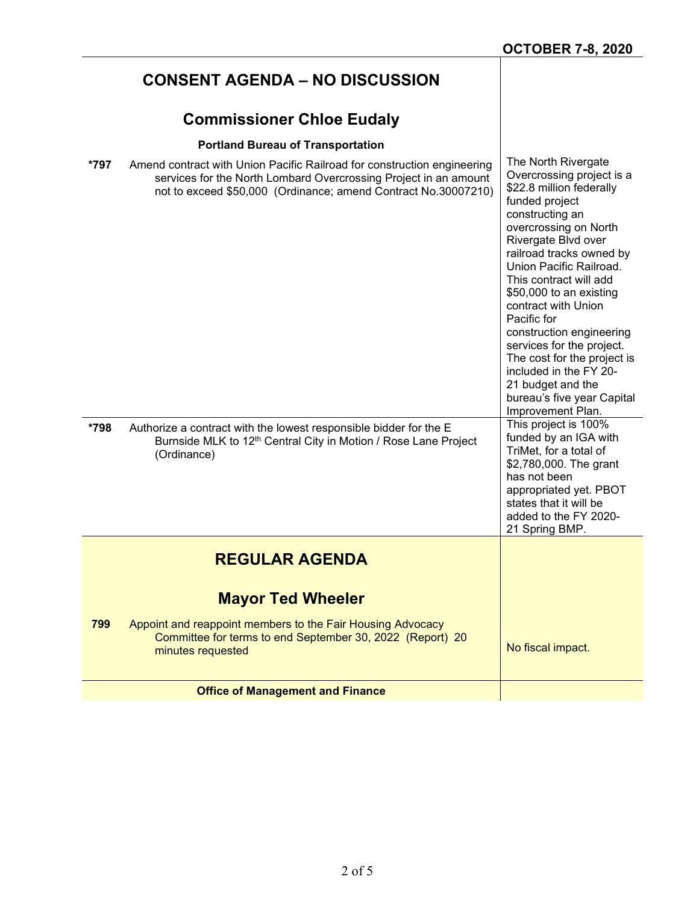OCTOBER 7-8, 2020

## CONSENT AGENDA – NO DISCUSSION

### Commissioner Chloe Eudaly

**Portland Bureau of Transportation**

| | | |
|---|---|---|
| *797 | Amend contract with Union Pacific Railroad for construction engineering services for the North Lombard Overcrossing Project in an amount not to exceed $50,000 (Ordinance; amend Contract No.30007210) | The North Rivergate Overcrossing project is a $22.8 million federally funded project constructing an overcrossing on North Rivergate Blvd over railroad tracks owned by Union Pacific Railroad. This contract will add $50,000 to an existing contract with Union Pacific for construction engineering services for the project. The cost for the project is included in the FY 20-21 budget and the bureau's five year Capital Improvement Plan. |
| *798 | Authorize a contract with the lowest responsible bidder for the E Burnside MLK to 12th Central City in Motion / Rose Lane Project (Ordinance) | This project is 100% funded by an IGA with TriMet, for a total of $2,780,000. The grant has not been appropriated yet. PBOT states that it will be added to the FY 2020-21 Spring BMP. |

## REGULAR AGENDA

### Mayor Ted Wheeler

| | | |
|---|---|---|
| 799 | Appoint and reappoint members to the Fair Housing Advocacy Committee for terms to end September 30, 2022 (Report) 20 minutes requested | No fiscal impact. |

**Office of Management and Finance**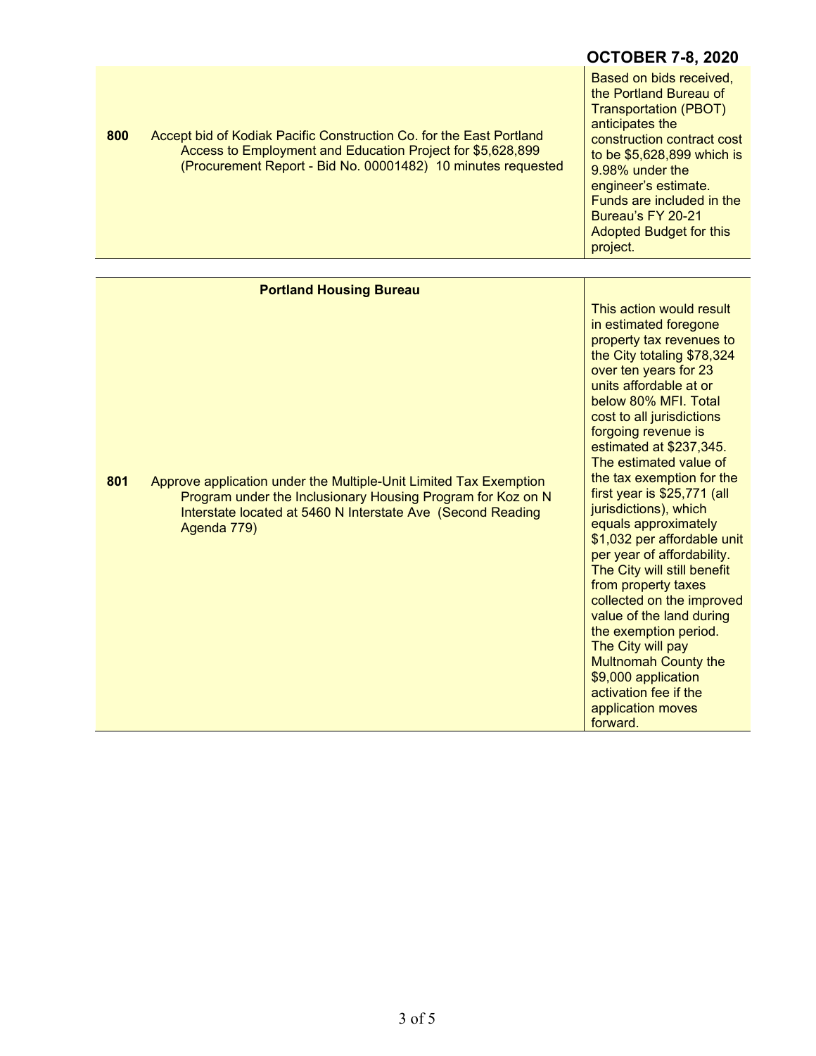**OCTOBER 7-8, 2020**

| | | |
|---|---|---|
| **800** | Accept bid of Kodiak Pacific Construction Co. for the East Portland Access to Employment and Education Project for $5,628,899 (Procurement Report - Bid No. 00001482) 10 minutes requested | Based on bids received, the Portland Bureau of Transportation (PBOT) anticipates the construction contract cost to be $5,628,899 which is 9.98% under the engineer's estimate. Funds are included in the Bureau's FY 20-21 Adopted Budget for this project. |

| | | |
|---|---|---|
| | **Portland Housing Bureau** | |
| **801** | Approve application under the Multiple-Unit Limited Tax Exemption Program under the Inclusionary Housing Program for Koz on N Interstate located at 5460 N Interstate Ave (Second Reading Agenda 779) | This action would result in estimated foregone property tax revenues to the City totaling $78,324 over ten years for 23 units affordable at or below 80% MFI. Total cost to all jurisdictions forgoing revenue is estimated at $237,345. The estimated value of the tax exemption for the first year is $25,771 (all jurisdictions), which equals approximately $1,032 per affordable unit per year of affordability. The City will still benefit from property taxes collected on the improved value of the land during the exemption period. The City will pay Multnomah County the $9,000 application activation fee if the application moves forward. |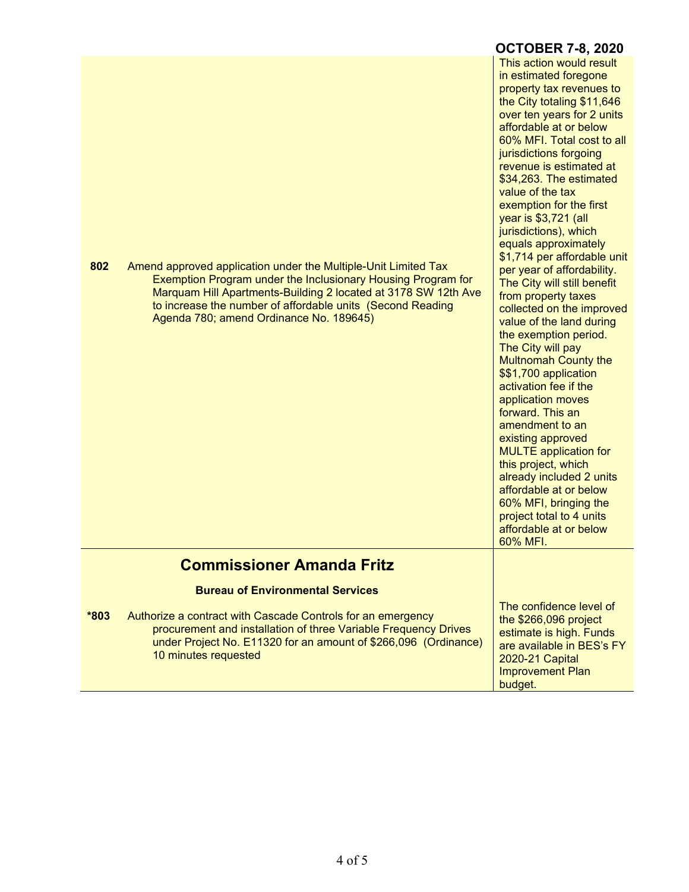**OCTOBER 7-8, 2020**

| | | |
|---|---|---|
| **802** | Amend approved application under the Multiple-Unit Limited Tax Exemption Program under the Inclusionary Housing Program for Marquam Hill Apartments-Building 2 located at 3178 SW 12th Ave to increase the number of affordable units (Second Reading Agenda 780; amend Ordinance No. 189645) | This action would result in estimated foregone property tax revenues to the City totaling $11,646 over ten years for 2 units affordable at or below 60% MFI. Total cost to all jurisdictions forgoing revenue is estimated at $34,263. The estimated value of the tax exemption for the first year is $3,721 (all jurisdictions), which equals approximately $1,714 per affordable unit per year of affordability. The City will still benefit from property taxes collected on the improved value of the land during the exemption period. The City will pay Multnomah County the $$1,700 application activation fee if the application moves forward. This an amendment to an existing approved MULTE application for this project, which already included 2 units affordable at or below 60% MFI, bringing the project total to 4 units affordable at or below 60% MFI. |

## Commissioner Amanda Fritz

### Bureau of Environmental Services

| | | |
|---|---|---|
| ***803** | Authorize a contract with Cascade Controls for an emergency procurement and installation of three Variable Frequency Drives under Project No. E11320 for an amount of $266,096 (Ordinance) 10 minutes requested | The confidence level of the $266,096 project estimate is high. Funds are available in BES's FY 2020-21 Capital Improvement Plan budget. |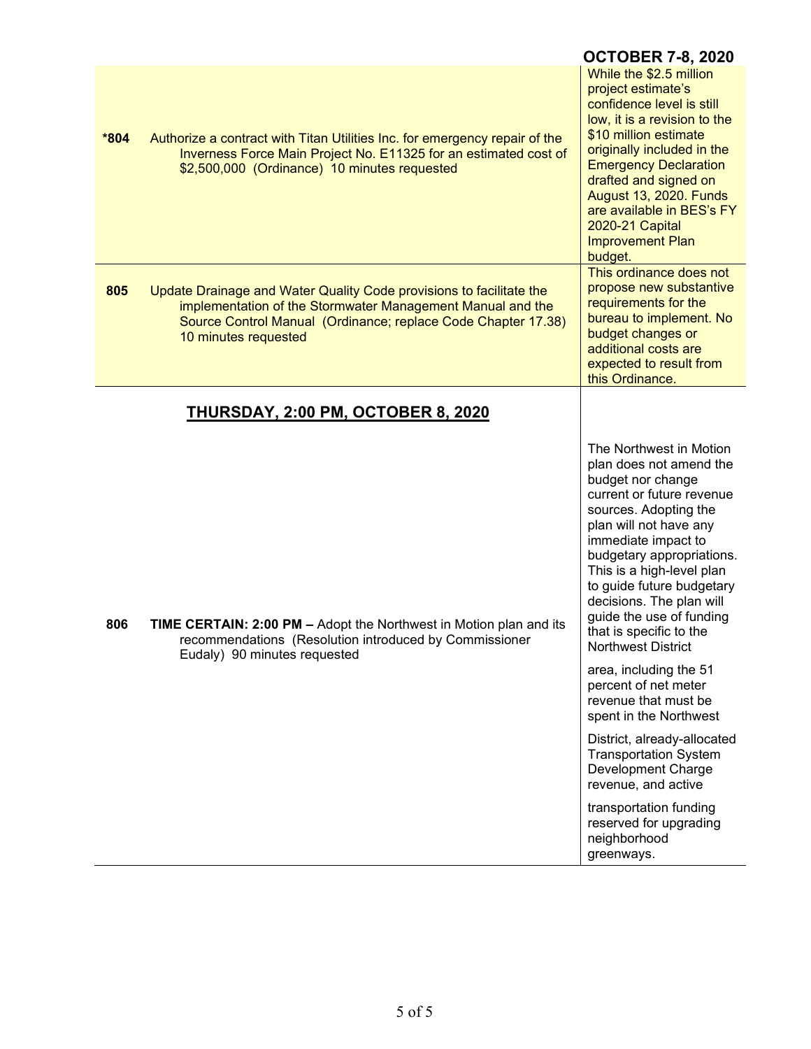**OCTOBER 7-8, 2020**

| | | |
|---|---|---|
| *804 | Authorize a contract with Titan Utilities Inc. for emergency repair of the Inverness Force Main Project No. E11325 for an estimated cost of $2,500,000 (Ordinance) 10 minutes requested | While the $2.5 million project estimate's confidence level is still low, it is a revision to the $10 million estimate originally included in the Emergency Declaration drafted and signed on August 13, 2020. Funds are available in BES's FY 2020-21 Capital Improvement Plan budget. |
| 805 | Update Drainage and Water Quality Code provisions to facilitate the implementation of the Stormwater Management Manual and the Source Control Manual (Ordinance; replace Code Chapter 17.38) 10 minutes requested | This ordinance does not propose new substantive requirements for the bureau to implement. No budget changes or additional costs are expected to result from this Ordinance. |

## THURSDAY, 2:00 PM, OCTOBER 8, 2020

| | | |
|---|---|---|
| 806 | **TIME CERTAIN: 2:00 PM –** Adopt the Northwest in Motion plan and its recommendations (Resolution introduced by Commissioner Eudaly) 90 minutes requested | The Northwest in Motion plan does not amend the budget nor change current or future revenue sources. Adopting the plan will not have any immediate impact to budgetary appropriations. This is a high-level plan to guide future budgetary decisions. The plan will guide the use of funding that is specific to the Northwest District area, including the 51 percent of net meter revenue that must be spent in the Northwest District, already-allocated Transportation System Development Charge revenue, and active transportation funding reserved for upgrading neighborhood greenways. |